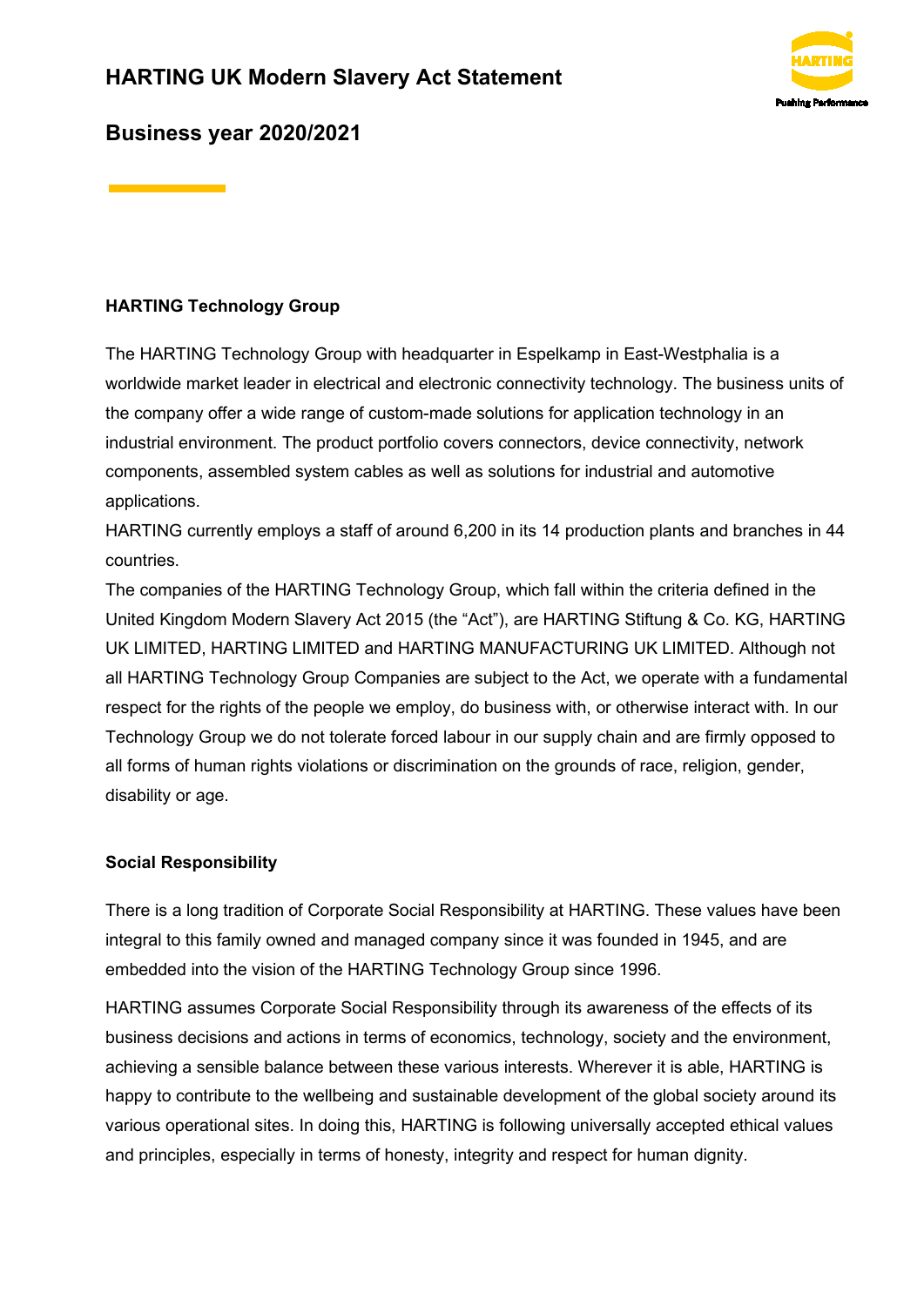# HARTING UK Modern Slavery Act Statement

## Business year 2020/2021

### HARTING Technology Group

The HARTING Technology Group with headquarter in Espelkamp in East-Westphalia is a worldwide market leader in electrical and electronic connectivity technology. The business units of the company offer a wide range of custom-made solutions for application technology in an industrial environment. The product portfolio covers connectors, device connectivity, network components, assembled system cables as well as solutions for industrial and automotive applications.

HARTING currently employs a staff of around 6,200 in its 14 production plants and branches in 44 countries.

The companies of the HARTING Technology Group, which fall within the criteria defined in the United Kingdom Modern Slavery Act 2015 (the "Act"), are HARTING Stiftung & Co. KG, HARTING UK LIMITED, HARTING LIMITED and HARTING MANUFACTURING UK LIMITED. Although not all HARTING Technology Group Companies are subject to the Act, we operate with a fundamental respect for the rights of the people we employ, do business with, or otherwise interact with. In our Technology Group we do not tolerate forced labour in our supply chain and are firmly opposed to all forms of human rights violations or discrimination on the grounds of race, religion, gender, disability or age.

### Social Responsibility

There is a long tradition of Corporate Social Responsibility at HARTING. These values have been integral to this family owned and managed company since it was founded in 1945, and are embedded into the vision of the HARTING Technology Group since 1996.

HARTING assumes Corporate Social Responsibility through its awareness of the effects of its business decisions and actions in terms of economics, technology, society and the environment, achieving a sensible balance between these various interests. Wherever it is able, HARTING is happy to contribute to the wellbeing and sustainable development of the global society around its various operational sites. In doing this, HARTING is following universally accepted ethical values and principles, especially in terms of honesty, integrity and respect for human dignity.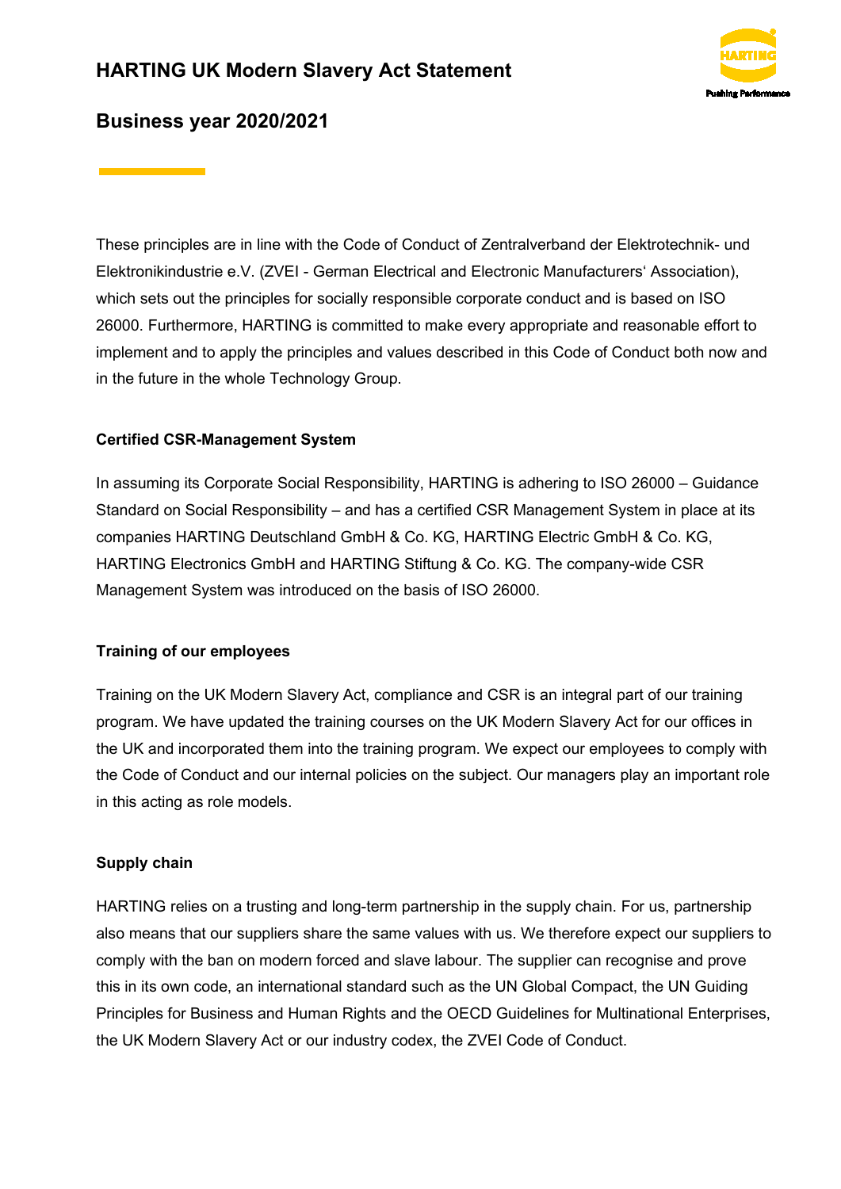# HARTING UK Modern Slavery Act Statement

## Business year 2020/2021

These principles are in line with the Code of Conduct of Zentralverband der Elektrotechnik- und Elektronikindustrie e.V. (ZVEI - German Electrical and Electronic Manufacturers' Association), which sets out the principles for socially responsible corporate conduct and is based on ISO 26000. Furthermore, HARTING is committed to make every appropriate and reasonable effort to implement and to apply the principles and values described in this Code of Conduct both now and in the future in the whole Technology Group.

### Certified CSR-Management System

In assuming its Corporate Social Responsibility, HARTING is adhering to ISO 26000 – Guidance Standard on Social Responsibility – and has a certified CSR Management System in place at its companies HARTING Deutschland GmbH & Co. KG, HARTING Electric GmbH & Co. KG, HARTING Electronics GmbH and HARTING Stiftung & Co. KG. The company-wide CSR Management System was introduced on the basis of ISO 26000.

### Training of our employees

Training on the UK Modern Slavery Act, compliance and CSR is an integral part of our training program. We have updated the training courses on the UK Modern Slavery Act for our offices in the UK and incorporated them into the training program. We expect our employees to comply with the Code of Conduct and our internal policies on the subject. Our managers play an important role in this acting as role models.

### Supply chain

HARTING relies on a trusting and long-term partnership in the supply chain. For us, partnership also means that our suppliers share the same values with us. We therefore expect our suppliers to comply with the ban on modern forced and slave labour. The supplier can recognise and prove this in its own code, an international standard such as the UN Global Compact, the UN Guiding Principles for Business and Human Rights and the OECD Guidelines for Multinational Enterprises, the UK Modern Slavery Act or our industry codex, the ZVEI Code of Conduct.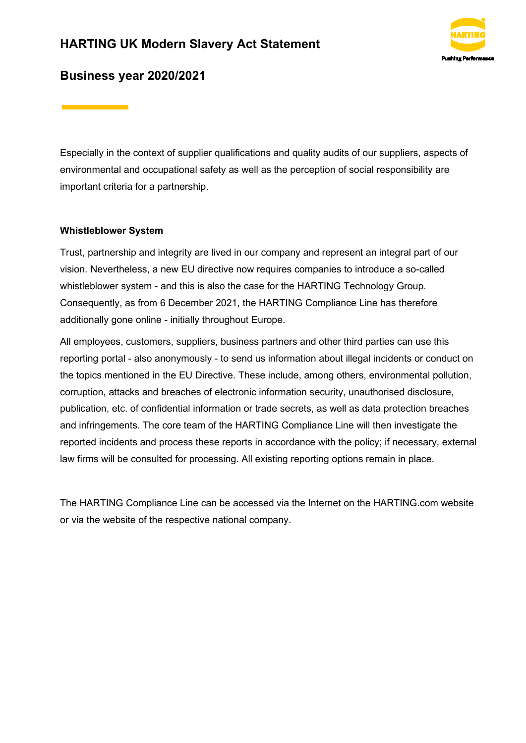Especially in the context of supplier qualifications and quality audits of our suppliers, aspects of environmental and occupational safety as well as the perception of social responsibility are important criteria for a partnership.

**Whistleblower System**

Trust, partnership and integrity are lived in our company and represent an integral part of our vision. Nevertheless, a new EU directive now requires companies to introduce a so-called whistleblower system - and this is also the case for the HARTING Technology Group. Consequently, as from 6 December 2021, the HARTING Compliance Line has therefore additionally gone online - initially throughout Europe.

All employees, customers, suppliers, business partners and other third parties can use this reporting portal - also anonymously - to send us information about illegal incidents or conduct on the topics mentioned in the EU Directive. These include, among others, environmental pollution, corruption, attacks and breaches of electronic information security, unauthorised disclosure, publication, etc. of confidential information or trade secrets, as well as data protection breaches and infringements. The core team of the HARTING Compliance Line will then investigate the reported incidents and process these reports in accordance with the policy; if necessary, external law firms will be consulted for processing. All existing reporting options remain in place.

The HARTING Compliance Line can be accessed via the Internet on the HARTING.com website or via the website of the respective national company.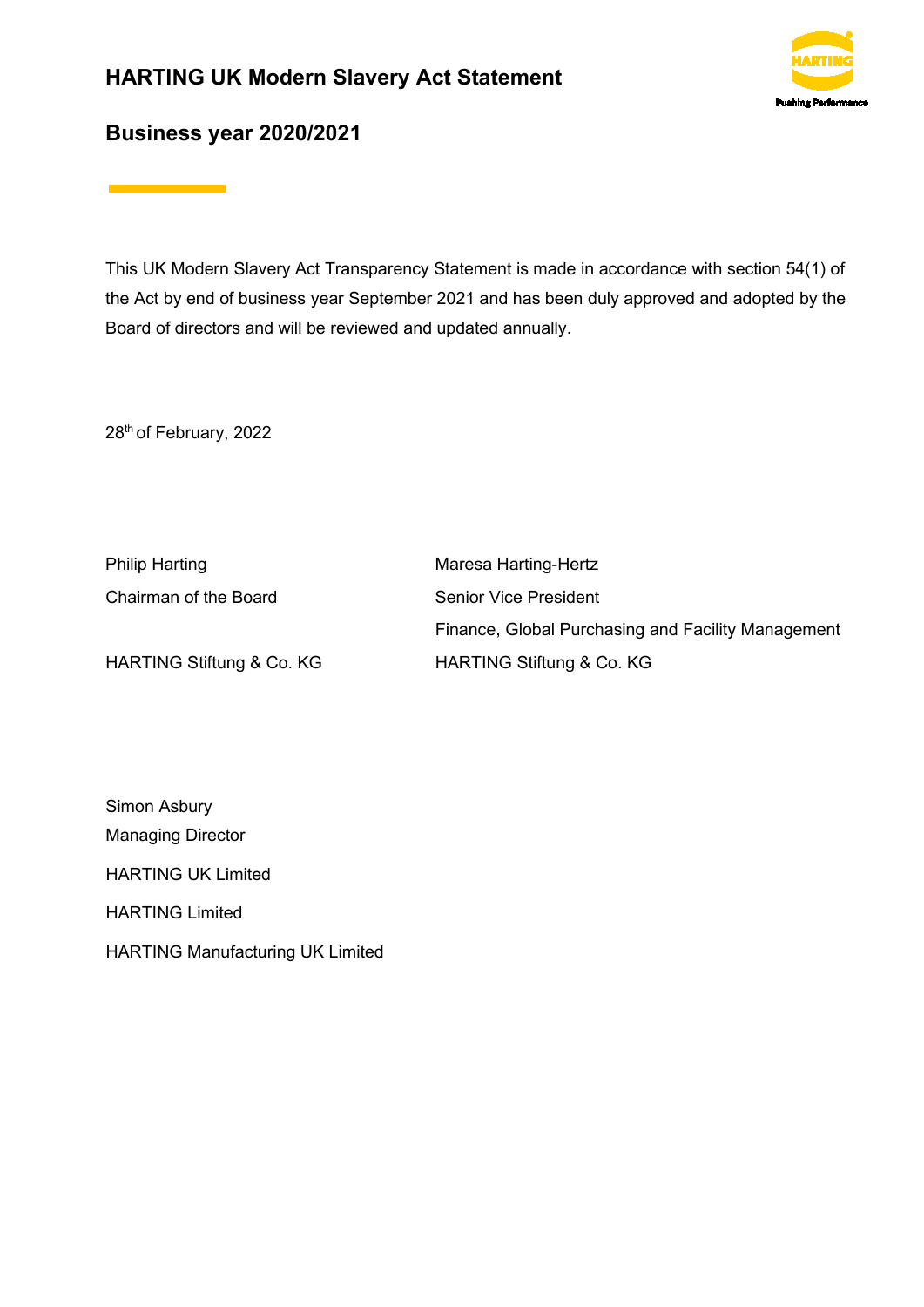## HARTING UK Modern Slavery Act Statement

## Business year 2020/2021

This UK Modern Slavery Act Transparency Statement is made in accordance with section 54(1) of the Act by end of business year September 2021 and has been duly approved and adopted by the Board of directors and will be reviewed and updated annually.

28th of February, 2022

Philip Harting
Chairman of the Board

HARTING Stiftung & Co. KG

Maresa Harting-Hertz
Senior Vice President
Finance, Global Purchasing and Facility Management
HARTING Stiftung & Co. KG

Simon Asbury
Managing Director
HARTING UK Limited
HARTING Limited
HARTING Manufacturing UK Limited